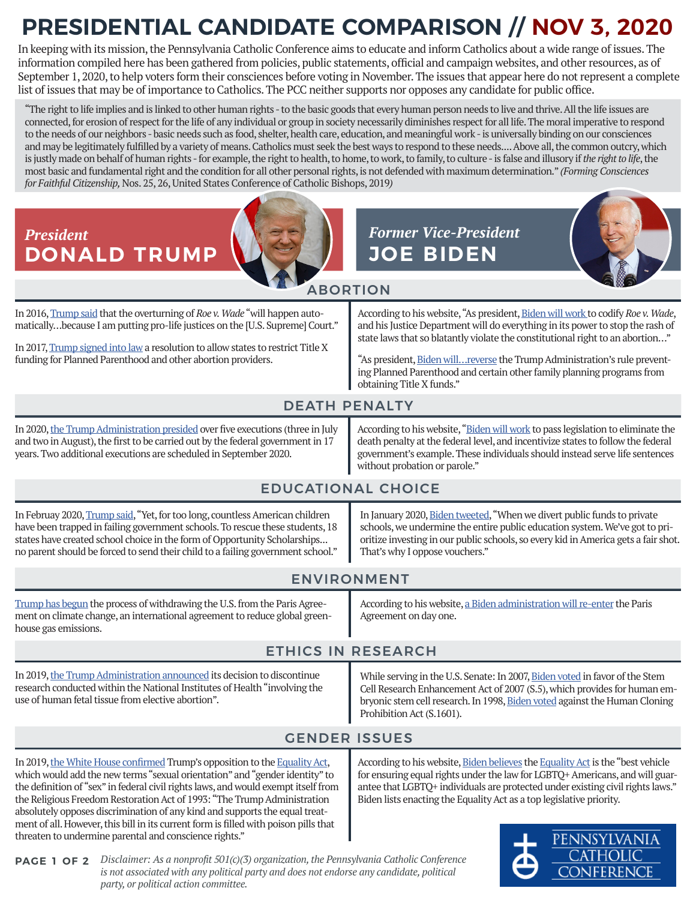# PRESIDENTIAL CANDIDATE COMPARISON // NOV 3, 2020

In keeping with its mission, the Pennsylvania Catholic Conference aims to educate and inform Catholics about a wide range of issues. The information compiled here has been gathered from policies, public statements, official and campaign websites, and other resources, as of September 1, 2020, to help voters form their consciences before voting in November. The issues that appear here do not represent a complete list of issues that may be of importance to Catholics. The PCC neither supports nor opposes any candidate for public office.

> "The right to life implies and is linked to other human rights - to the basic goods that every human person needs to live and thrive. All the life issues are connected, for erosion of respect for the life of any individual or group in society necessarily diminishes respect for all life. The moral imperative to respond to the needs of our neighbors - basic needs such as food, shelter, health care, education, and meaningful work - is universally binding on our consciences and may be legitimately fulfilled by a variety of means. Catholics must seek the best ways to respond to these needs.... Above all, the common outcry, which is justly made on behalf of human rights - for example, the right to health, to home, to work, to family, to culture - is false and illusory if *the right to life*, the most basic and fundamental right and the condition for all other personal rights, is not defended with maximum determination." *(Forming Consciences for Faithful Citizenship,* Nos. 25, 26, United States Conference of Catholic Bishops, 2019*)*

| *President* **DONALD TRUMP** | *Former Vice-President* **JOE BIDEN** |
|---|---|
| **ABORTION** | |
| In 2016, Trump said that the overturning of *Roe v. Wade* "will happen automatically...because I am putting pro-life justices on the [U.S. Supreme] Court."<br><br>In 2017, Trump signed into law a resolution to allow states to restrict Title X funding for Planned Parenthood and other abortion providers. | According to his website, "As president, Biden will work to codify *Roe v. Wade*, and his Justice Department will do everything in its power to stop the rash of state laws that so blatantly violate the constitutional right to an abortion..."<br><br>"As president, Biden will...reverse the Trump Administration's rule preventing Planned Parenthood and certain other family planning programs from obtaining Title X funds." |
| **DEATH PENALTY** | |
| In 2020, the Trump Administration presided over five executions (three in July and two in August), the first to be carried out by the federal government in 17 years. Two additional executions are scheduled in September 2020. | According to his website, "Biden will work to pass legislation to eliminate the death penalty at the federal level, and incentivize states to follow the federal government's example. These individuals should instead serve life sentences without probation or parole." |
| **EDUCATIONAL CHOICE** | |
| In February 2020, Trump said, "Yet, for too long, countless American children have been trapped in failing government schools. To rescue these students, 18 states have created school choice in the form of Opportunity Scholarships... no parent should be forced to send their child to a failing government school." | In January 2020, Biden tweeted, "When we divert public funds to private schools, we undermine the entire public education system. We've got to prioritize investing in our public schools, so every kid in America gets a fair shot. That's why I oppose vouchers." |
| **ENVIRONMENT** | |
| Trump has begun the process of withdrawing the U.S. from the Paris Agreement on climate change, an international agreement to reduce global greenhouse gas emissions. | According to his website, a Biden administration will re-enter the Paris Agreement on day one. |
| **ETHICS IN RESEARCH** | |
| In 2019, the Trump Administration announced its decision to discontinue research conducted within the National Institutes of Health "involving the use of human fetal tissue from elective abortion". | While serving in the U.S. Senate: In 2007, Biden voted in favor of the Stem Cell Research Enhancement Act of 2007 (S.5), which provides for human embryonic stem cell research. In 1998, Biden voted against the Human Cloning Prohibition Act (S.1601). |
| **GENDER ISSUES** | |
| In 2019, the White House confirmed Trump's opposition to the Equality Act, which would add the new terms "sexual orientation" and "gender identity" to the definition of "sex" in federal civil rights laws, and would exempt itself from the Religious Freedom Restoration Act of 1993: "The Trump Administration absolutely opposes discrimination of any kind and supports the equal treatment of all. However, this bill in its current form is filled with poison pills that threaten to undermine parental and conscience rights." | According to his website, Biden believes the Equality Act is the "best vehicle for ensuring equal rights under the law for LGBTQ+ Americans, and will guarantee that LGBTQ+ individuals are protected under existing civil rights laws." Biden lists enacting the Equality Act as a top legislative priority. |

*Disclaimer: As a nonprofit 501(c)(3) organization, the Pennsylvania Catholic Conference is not associated with any political party and does not endorse any candidate, political party, or political action committee.*

PENNSYLVANIA CATHOLIC CONFERENCE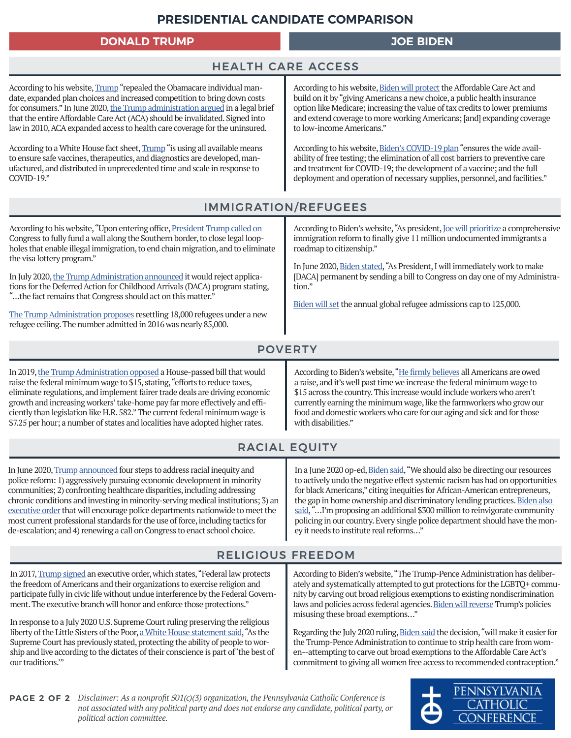# PRESIDENTIAL CANDIDATE COMPARISON

## HEALTH CARE ACCESS

### DONALD TRUMP

According to his website, Trump "repealed the Obamacare individual mandate, expanded plan choices and increased competition to bring down costs for consumers." In June 2020, the Trump administration argued in a legal brief that the entire Affordable Care Act (ACA) should be invalidated. Signed into law in 2010, ACA expanded access to health care coverage for the uninsured.

According to a White House fact sheet, Trump "is using all available means to ensure safe vaccines, therapeutics, and diagnostics are developed, manufactured, and distributed in unprecedented time and scale in response to COVID-19."

### JOE BIDEN

According to his website, Biden will protect the Affordable Care Act and build on it by "giving Americans a new choice, a public health insurance option like Medicare; increasing the value of tax credits to lower premiums and extend coverage to more working Americans; [and] expanding coverage to low-income Americans."

According to his website, Biden's COVID-19 plan "ensures the wide availability of free testing; the elimination of all cost barriers to preventive care and treatment for COVID-19; the development of a vaccine; and the full deployment and operation of necessary supplies, personnel, and facilities."

## IMMIGRATION/REFUGEES

### DONALD TRUMP

According to his website, "Upon entering office, President Trump called on Congress to fully fund a wall along the Southern border, to close legal loopholes that enable illegal immigration, to end chain migration, and to eliminate the visa lottery program."

In July 2020, the Trump Administration announced it would reject applications for the Deferred Action for Childhood Arrivals (DACA) program stating, "...the fact remains that Congress should act on this matter."

The Trump Administration proposes resettling 18,000 refugees under a new refugee ceiling. The number admitted in 2016 was nearly 85,000.

### JOE BIDEN

According to Biden's website, "As president, Joe will prioritize a comprehensive immigration reform to finally give 11 million undocumented immigrants a roadmap to citizenship."

In June 2020, Biden stated, "As President, I will immediately work to make [DACA] permanent by sending a bill to Congress on day one of my Administration."

Biden will set the annual global refugee admissions cap to 125,000.

## POVERTY

### DONALD TRUMP

In 2019, the Trump Administration opposed a House-passed bill that would raise the federal minimum wage to $15, stating, "efforts to reduce taxes, eliminate regulations, and implement fairer trade deals are driving economic growth and increasing workers' take-home pay far more effectively and efficiently than legislation like H.R. 582." The current federal minimum wage is $7.25 per hour; a number of states and localities have adopted higher rates.

### JOE BIDEN

According to Biden's website, "He firmly believes all Americans are owed a raise, and it's well past time we increase the federal minimum wage to $15 across the country. This increase would include workers who aren't currently earning the minimum wage, like the farmworkers who grow our food and domestic workers who care for our aging and sick and for those with disabilities."

## RACIAL EQUITY

### DONALD TRUMP

In June 2020, Trump announced four steps to address racial inequity and police reform: 1) aggressively pursuing economic development in minority communities; 2) confronting healthcare disparities, including addressing chronic conditions and investing in minority-serving medical institutions; 3) an executive order that will encourage police departments nationwide to meet the most current professional standards for the use of force, including tactics for de-escalation; and 4) renewing a call on Congress to enact school choice.

### JOE BIDEN

In a June 2020 op-ed, Biden said, "We should also be directing our resources to actively undo the negative effect systemic racism has had on opportunities for black Americans," citing inequities for African-American entrepreneurs, the gap in home ownership and discriminatory lending practices. Biden also said, "...I'm proposing an additional $300 million to reinvigorate community policing in our country. Every single police department should have the money it needs to institute real reforms..."

## RELIGIOUS FREEDOM

### DONALD TRUMP

In 2017, Trump signed an executive order, which states, "Federal law protects the freedom of Americans and their organizations to exercise religion and participate fully in civic life without undue interference by the Federal Government. The executive branch will honor and enforce those protections."

In response to a July 2020 U.S. Supreme Court ruling preserving the religious liberty of the Little Sisters of the Poor, a White House statement said, "As the Supreme Court has previously stated, protecting the ability of people to worship and live according to the dictates of their conscience is part of 'the best of our traditions.'"

### JOE BIDEN

According to Biden's website, "The Trump-Pence Administration has deliberately and systematically attempted to gut protections for the LGBTQ+ community by carving out broad religious exemptions to existing nondiscrimination laws and policies across federal agencies. Biden will reverse Trump's policies misusing these broad exemptions..."

Regarding the July 2020 ruling, Biden said the decision, "will make it easier for the Trump-Pence Administration to continue to strip health care from women--attempting to carve out broad exemptions to the Affordable Care Act's commitment to giving all women free access to recommended contraception."

*Disclaimer: As a nonprofit 501(c)(3) organization, the Pennsylvania Catholic Conference is not associated with any political party and does not endorse any candidate, political party, or political action committee.*

PENNSYLVANIA CATHOLIC CONFERENCE